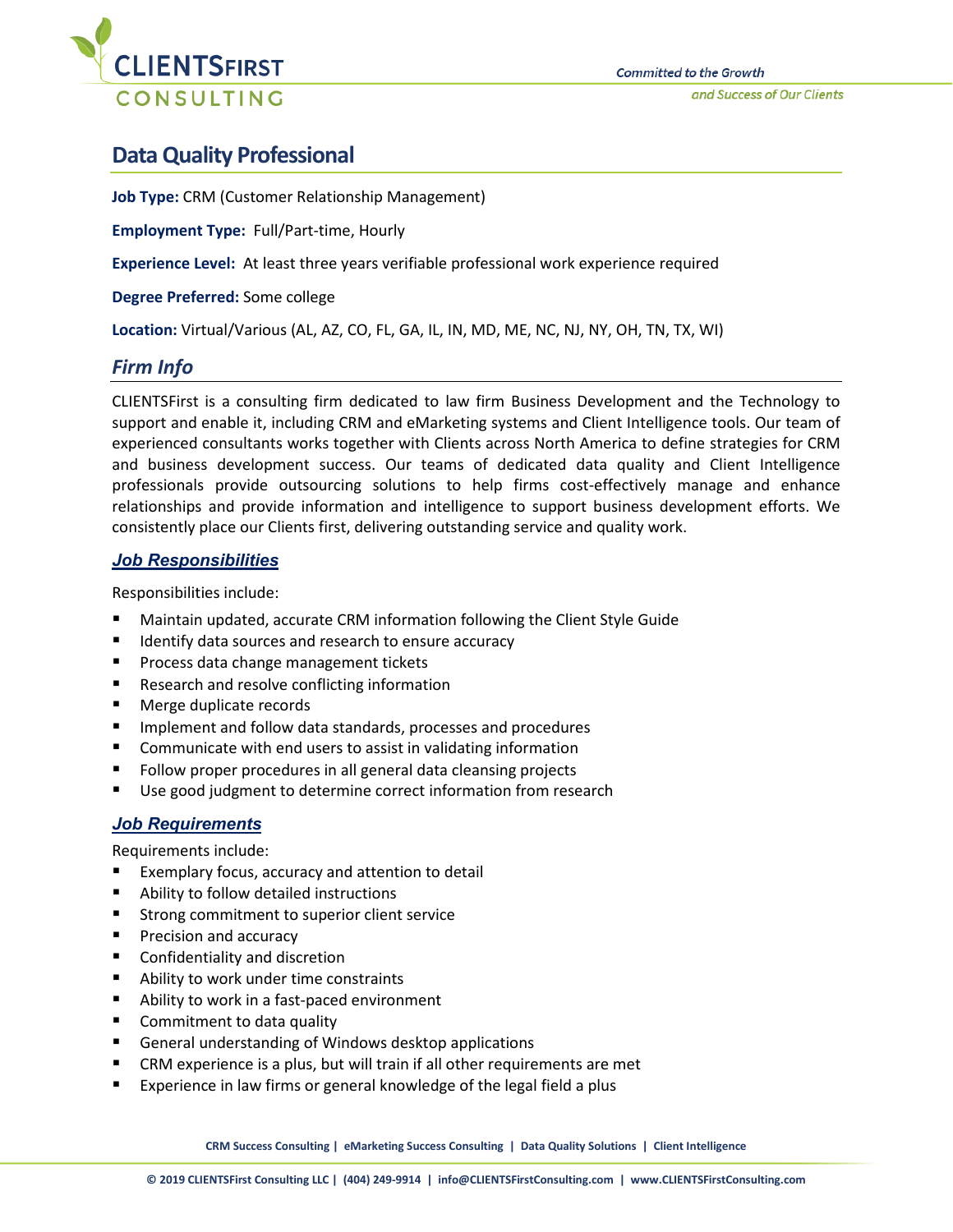# Data Quality Professional

**Job Type:** CRM (Customer Relationship Management)

**Employment Type:** Full/Part-time, Hourly

**Experience Level:** At least three years verifiable professional work experience required

**Degree Preferred:** Some college

**Location:** Virtual/Various (AL, AZ, CO, FL, GA, IL, IN, MD, ME, NC, NJ, NY, OH, TN, TX, WI)

## *Firm Info*

CLIENTSFirst is a consulting firm dedicated to law firm Business Development and the Technology to support and enable it, including CRM and eMarketing systems and Client Intelligence tools. Our team of experienced consultants works together with Clients across North America to define strategies for CRM and business development success. Our teams of dedicated data quality and Client Intelligence professionals provide outsourcing solutions to help firms cost-effectively manage and enhance relationships and provide information and intelligence to support business development efforts. We consistently place our Clients first, delivering outstanding service and quality work.

### *Job Responsibilities*

Responsibilities include:

- Maintain updated, accurate CRM information following the Client Style Guide
- Identify data sources and research to ensure accuracy
- Process data change management tickets
- Research and resolve conflicting information
- Merge duplicate records
- Implement and follow data standards, processes and procedures
- Communicate with end users to assist in validating information
- Follow proper procedures in all general data cleansing projects
- Use good judgment to determine correct information from research

### *Job Requirements*

Requirements include:

- Exemplary focus, accuracy and attention to detail
- Ability to follow detailed instructions
- Strong commitment to superior client service
- Precision and accuracy
- Confidentiality and discretion
- Ability to work under time constraints
- Ability to work in a fast-paced environment
- Commitment to data quality
- General understanding of Windows desktop applications
- CRM experience is a plus, but will train if all other requirements are met
- Experience in law firms or general knowledge of the legal field a plus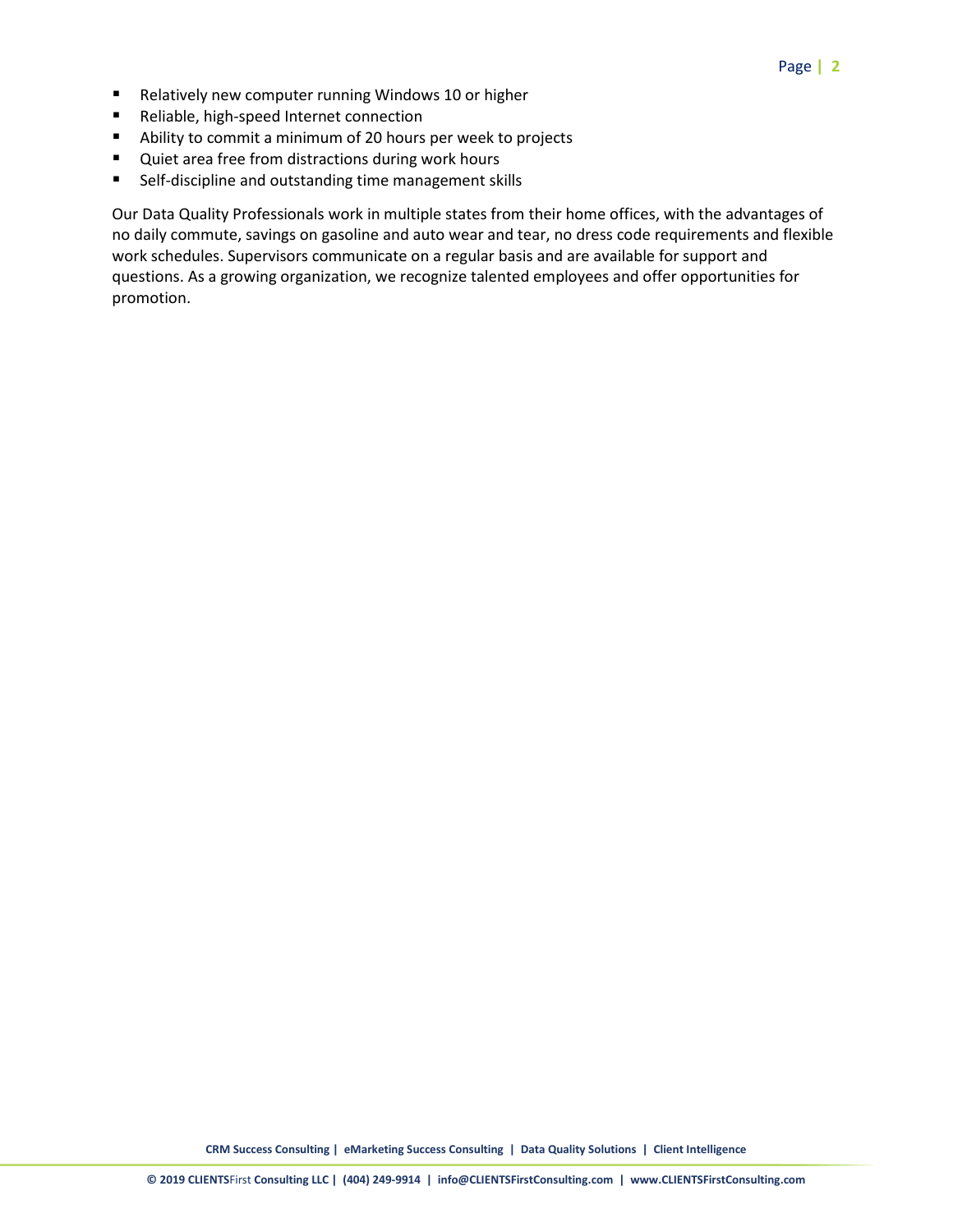- Relatively new computer running Windows 10 or higher
- Reliable, high-speed Internet connection
- Ability to commit a minimum of 20 hours per week to projects
- Quiet area free from distractions during work hours
- Self-discipline and outstanding time management skills

Our Data Quality Professionals work in multiple states from their home offices, with the advantages of no daily commute, savings on gasoline and auto wear and tear, no dress code requirements and flexible work schedules. Supervisors communicate on a regular basis and are available for support and questions. As a growing organization, we recognize talented employees and offer opportunities for promotion.